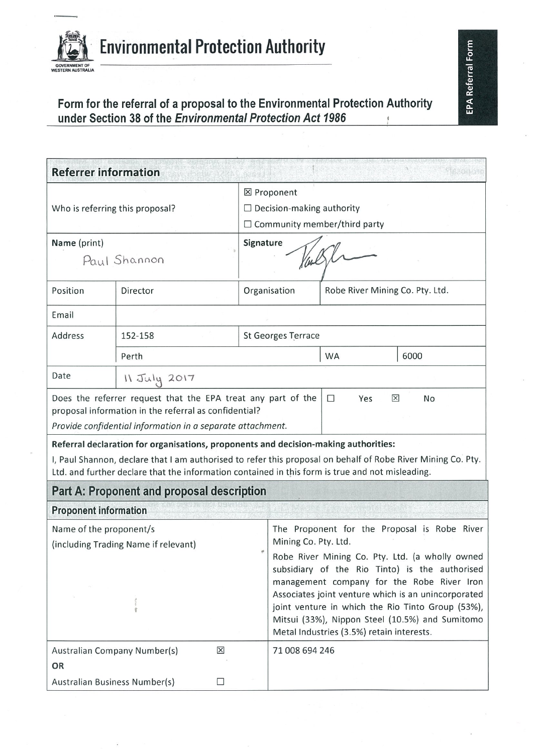# Environmental Protection Authority

GOVERNMENT OF WESTERN AUSTRALIA

EPA Referral Form

## Form for the referral of a proposal to the Environmental Protection Authority under Section 38 of the *Environmental Protection Act 1986*

| **Referrer information** | | | | |
|---|---|---|---|---|
| Who is referring this proposal? | | ☒ Proponent<br>☐ Decision-making authority<br>☐ Community member/third party | | |
| **Name** (print)<br>Paul Shannon | | **Signature** | | |
| Position | Director | Organisation | Robe River Mining Co. Pty. Ltd. | |
| Email | | | | |
| Address | 152-158 | St Georges Terrace | | |
| | Perth | | WA | 6000 |
| Date | 11 July 2017 | | | |
| Does the referrer request that the EPA treat any part of the proposal information in the referral as confidential?<br>*Provide confidential information in a separate attachment.* | | | ☐ Yes ☒ No | |

**Referral declaration for organisations, proponents and decision-making authorities:**

I, Paul Shannon, declare that I am authorised to refer this proposal on behalf of Robe River Mining Co. Pty. Ltd. and further declare that the information contained in this form is true and not misleading.

## Part A: Proponent and proposal description

### Proponent information

| Name of the proponent/s (including Trading Name if relevant) | | The Proponent for the Proposal is Robe River Mining Co. Pty. Ltd.<br>Robe River Mining Co. Pty. Ltd. (a wholly owned subsidiary of the Rio Tinto) is the authorised management company for the Robe River Iron Associates joint venture which is an unincorporated joint venture in which the Rio Tinto Group (53%), Mitsui (33%), Nippon Steel (10.5%) and Sumitomo Metal Industries (3.5%) retain interests. |
|---|---|---|
| Australian Company Number(s)<br>**OR**<br>Australian Business Number(s) | ☒<br><br>☐ | 71 008 694 246 |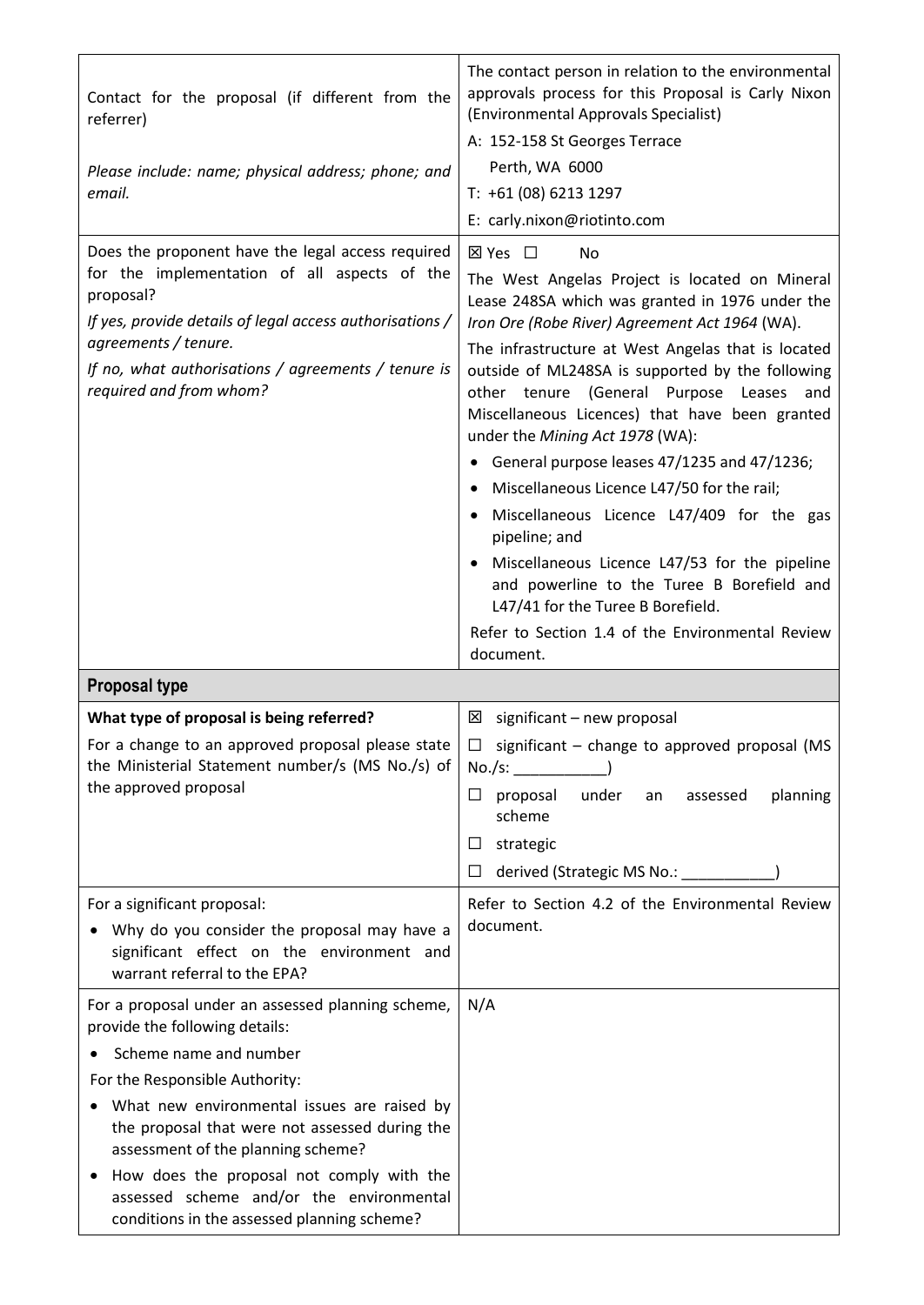| | |
|---|---|
| Contact for the proposal (if different from the referrer)<br><br>*Please include: name; physical address; phone; and email.* | The contact person in relation to the environmental approvals process for this Proposal is Carly Nixon (Environmental Approvals Specialist)<br>A: 152-158 St Georges Terrace<br>Perth, WA 6000<br>T: +61 (08) 6213 1297<br>E: carly.nixon@riotinto.com |
| Does the proponent have the legal access required for the implementation of all aspects of the proposal?<br>*If yes, provide details of legal access authorisations / agreements / tenure.*<br>*If no, what authorisations / agreements / tenure is required and from whom?* | ☒ Yes ☐ No<br>The West Angelas Project is located on Mineral Lease 248SA which was granted in 1976 under the *Iron Ore (Robe River) Agreement Act 1964* (WA).<br>The infrastructure at West Angelas that is located outside of ML248SA is supported by the following other tenure (General Purpose Leases and Miscellaneous Licences) that have been granted under the *Mining Act 1978* (WA):<br>• General purpose leases 47/1235 and 47/1236;<br>• Miscellaneous Licence L47/50 for the rail;<br>• Miscellaneous Licence L47/409 for the gas pipeline; and<br>• Miscellaneous Licence L47/53 for the pipeline and powerline to the Turee B Borefield and L47/41 for the Turee B Borefield.<br>Refer to Section 1.4 of the Environmental Review document. |
| **Proposal type** | |
| **What type of proposal is being referred?**<br>For a change to an approved proposal please state the Ministerial Statement number/s (MS No./s) of the approved proposal | ☒ significant – new proposal<br>☐ significant – change to approved proposal (MS No./s: ___________)<br>☐ proposal under an assessed planning scheme<br>☐ strategic<br>☐ derived (Strategic MS No.: ___________) |
| For a significant proposal:<br>• Why do you consider the proposal may have a significant effect on the environment and warrant referral to the EPA? | Refer to Section 4.2 of the Environmental Review document. |
| For a proposal under an assessed planning scheme, provide the following details:<br>• Scheme name and number<br>For the Responsible Authority:<br>• What new environmental issues are raised by the proposal that were not assessed during the assessment of the planning scheme?<br>• How does the proposal not comply with the assessed scheme and/or the environmental conditions in the assessed planning scheme? | N/A |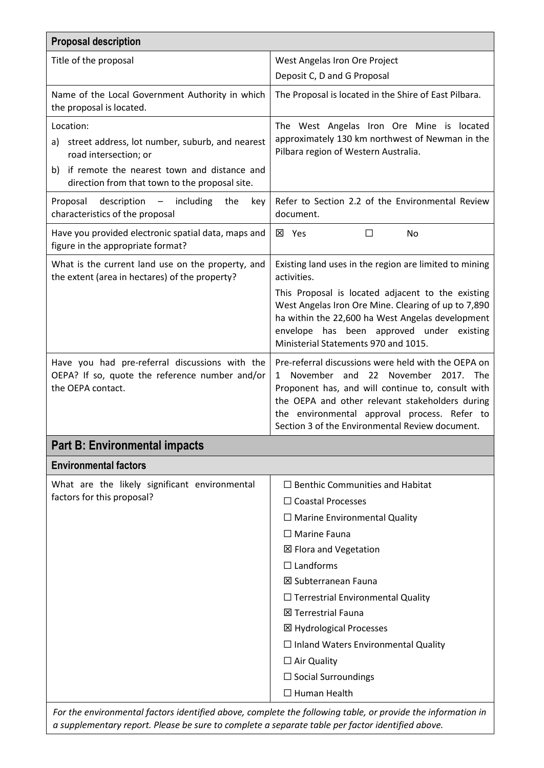| Proposal description | |
|---|---|
| Title of the proposal | West Angelas Iron Ore Project<br>Deposit C, D and G Proposal |
| Name of the Local Government Authority in which the proposal is located. | The Proposal is located in the Shire of East Pilbara. |
| Location:<br>a) street address, lot number, suburb, and nearest road intersection; or<br>b) if remote the nearest town and distance and direction from that town to the proposal site. | The West Angelas Iron Ore Mine is located approximately 130 km northwest of Newman in the Pilbara region of Western Australia. |
| Proposal description – including the key characteristics of the proposal | Refer to Section 2.2 of the Environmental Review document. |
| Have you provided electronic spatial data, maps and figure in the appropriate format? | ☒ Yes ☐ No |
| What is the current land use on the property, and the extent (area in hectares) of the property? | Existing land uses in the region are limited to mining activities.<br>This Proposal is located adjacent to the existing West Angelas Iron Ore Mine. Clearing of up to 7,890 ha within the 22,600 ha West Angelas development envelope has been approved under existing Ministerial Statements 970 and 1015. |
| Have you had pre-referral discussions with the OEPA? If so, quote the reference number and/or the OEPA contact. | Pre-referral discussions were held with the OEPA on 1 November and 22 November 2017. The Proponent has, and will continue to, consult with the OEPA and other relevant stakeholders during the environmental approval process. Refer to Section 3 of the Environmental Review document. |

## Part B: Environmental impacts

| Environmental factors | |
|---|---|
| What are the likely significant environmental factors for this proposal? | ☐ Benthic Communities and Habitat<br>☐ Coastal Processes<br>☐ Marine Environmental Quality<br>☐ Marine Fauna<br>☒ Flora and Vegetation<br>☐ Landforms<br>☒ Subterranean Fauna<br>☐ Terrestrial Environmental Quality<br>☒ Terrestrial Fauna<br>☒ Hydrological Processes<br>☐ Inland Waters Environmental Quality<br>☐ Air Quality<br>☐ Social Surroundings<br>☐ Human Health |

*For the environmental factors identified above, complete the following table, or provide the information in a supplementary report. Please be sure to complete a separate table per factor identified above.*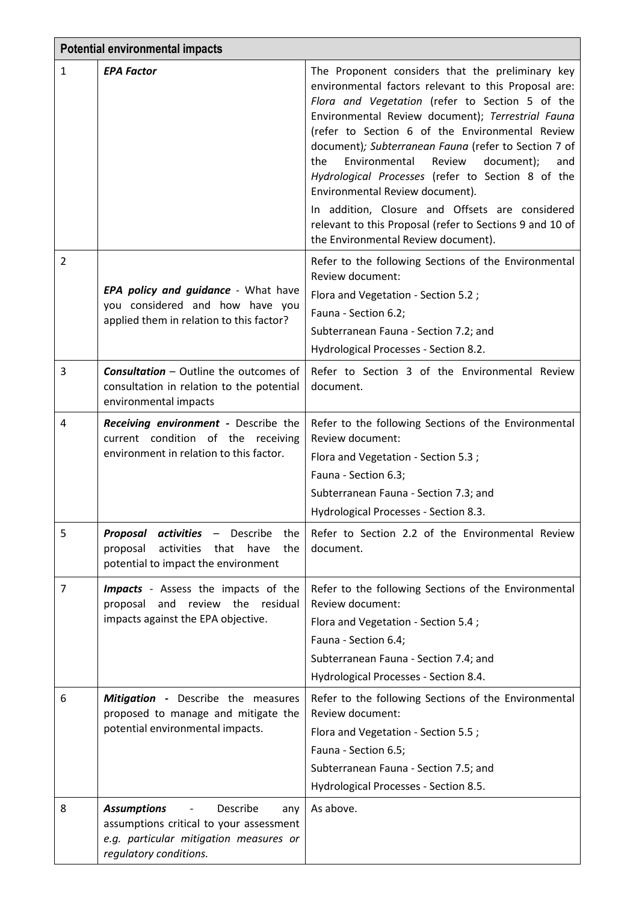| Potential environmental impacts | | |
|---|---|---|
| 1 | ***EPA Factor*** | The Proponent considers that the preliminary key environmental factors relevant to this Proposal are: *Flora and Vegetation* (refer to Section 5 of the Environmental Review document); *Terrestrial Fauna* (refer to Section 6 of the Environmental Review document)*; Subterranean Fauna* (refer to Section 7 of the Environmental Review document); and *Hydrological Processes* (refer to Section 8 of the Environmental Review document).<br>In addition, Closure and Offsets are considered relevant to this Proposal (refer to Sections 9 and 10 of the Environmental Review document). |
| 2 | ***EPA policy and guidance*** - What have you considered and how have you applied them in relation to this factor? | Refer to the following Sections of the Environmental Review document:<br>Flora and Vegetation - Section 5.2 ;<br>Fauna - Section 6.2;<br>Subterranean Fauna - Section 7.2; and<br>Hydrological Processes - Section 8.2. |
| 3 | ***Consultation*** – Outline the outcomes of consultation in relation to the potential environmental impacts | Refer to Section 3 of the Environmental Review document. |
| 4 | ***Receiving environment -*** Describe the current condition of the receiving environment in relation to this factor. | Refer to the following Sections of the Environmental Review document:<br>Flora and Vegetation - Section 5.3 ;<br>Fauna - Section 6.3;<br>Subterranean Fauna - Section 7.3; and<br>Hydrological Processes - Section 8.3. |
| 5 | ***Proposal activities*** – Describe the proposal activities that have the potential to impact the environment | Refer to Section 2.2 of the Environmental Review document. |
| 7 | ***Impacts*** - Assess the impacts of the proposal and review the residual impacts against the EPA objective. | Refer to the following Sections of the Environmental Review document:<br>Flora and Vegetation - Section 5.4 ;<br>Fauna - Section 6.4;<br>Subterranean Fauna - Section 7.4; and<br>Hydrological Processes - Section 8.4. |
| 6 | ***Mitigation -*** Describe the measures proposed to manage and mitigate the potential environmental impacts. | Refer to the following Sections of the Environmental Review document:<br>Flora and Vegetation - Section 5.5 ;<br>Fauna - Section 6.5;<br>Subterranean Fauna - Section 7.5; and<br>Hydrological Processes - Section 8.5. |
| 8 | ***Assumptions*** - Describe any assumptions critical to your assessment *e.g. particular mitigation measures or regulatory conditions.* | As above. |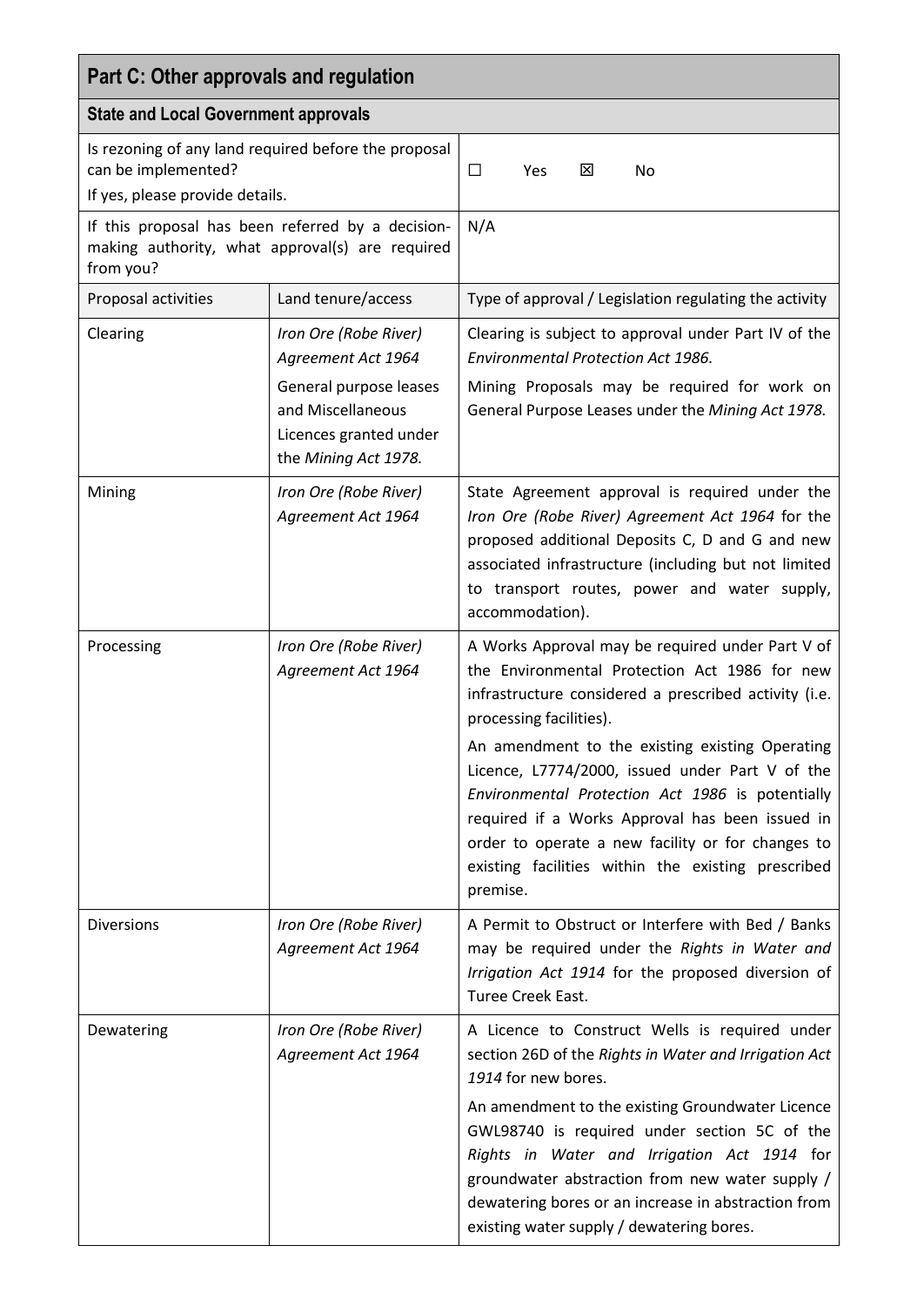## Part C: Other approvals and regulation

### State and Local Government approvals

| Is rezoning of any land required before the proposal can be implemented? If yes, please provide details. | | ☐ Yes ☒ No |
|---|---|---|
| If this proposal has been referred by a decision-making authority, what approval(s) are required from you? | | N/A |
| Proposal activities | Land tenure/access | Type of approval / Legislation regulating the activity |
| Clearing | *Iron Ore (Robe River) Agreement Act 1964*<br><br>General purpose leases and Miscellaneous Licences granted under the *Mining Act 1978.* | Clearing is subject to approval under Part IV of the *Environmental Protection Act 1986.*<br><br>Mining Proposals may be required for work on General Purpose Leases under the *Mining Act 1978.* |
| Mining | *Iron Ore (Robe River) Agreement Act 1964* | State Agreement approval is required under the *Iron Ore (Robe River) Agreement Act 1964* for the proposed additional Deposits C, D and G and new associated infrastructure (including but not limited to transport routes, power and water supply, accommodation). |
| Processing | *Iron Ore (Robe River) Agreement Act 1964* | A Works Approval may be required under Part V of the Environmental Protection Act 1986 for new infrastructure considered a prescribed activity (i.e. processing facilities).<br><br>An amendment to the existing existing Operating Licence, L7774/2000, issued under Part V of the *Environmental Protection Act 1986* is potentially required if a Works Approval has been issued in order to operate a new facility or for changes to existing facilities within the existing prescribed premise. |
| Diversions | *Iron Ore (Robe River) Agreement Act 1964* | A Permit to Obstruct or Interfere with Bed / Banks may be required under the *Rights in Water and Irrigation Act 1914* for the proposed diversion of Turee Creek East. |
| Dewatering | *Iron Ore (Robe River) Agreement Act 1964* | A Licence to Construct Wells is required under section 26D of the *Rights in Water and Irrigation Act 1914* for new bores.<br><br>An amendment to the existing Groundwater Licence GWL98740 is required under section 5C of the *Rights in Water and Irrigation Act 1914* for groundwater abstraction from new water supply / dewatering bores or an increase in abstraction from existing water supply / dewatering bores. |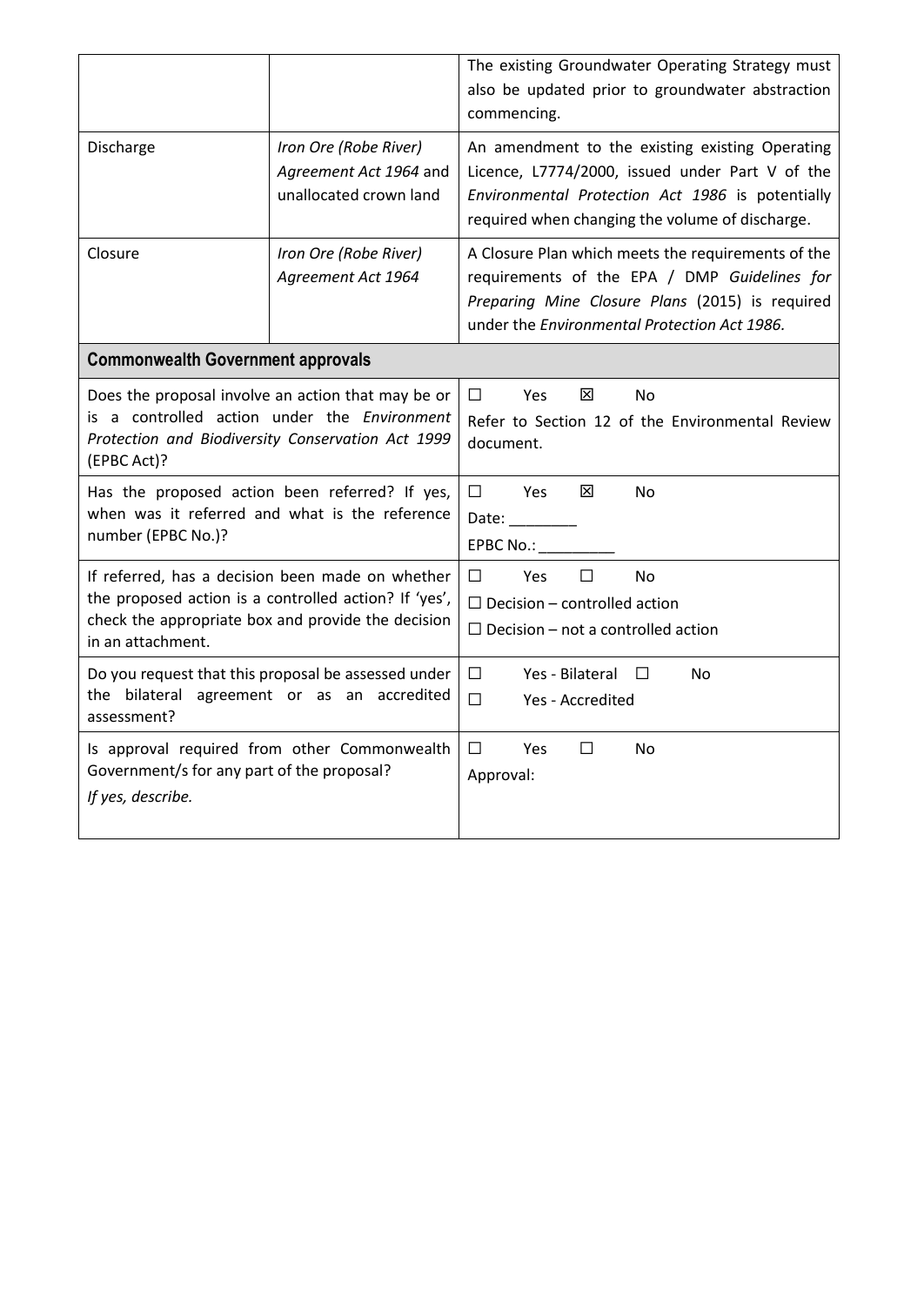| | | |
|---|---|---|
| | | The existing Groundwater Operating Strategy must also be updated prior to groundwater abstraction commencing. |
| Discharge | *Iron Ore (Robe River) Agreement Act 1964* and unallocated crown land | An amendment to the existing existing Operating Licence, L7774/2000, issued under Part V of the *Environmental Protection Act 1986* is potentially required when changing the volume of discharge. |
| Closure | *Iron Ore (Robe River) Agreement Act 1964* | A Closure Plan which meets the requirements of the requirements of the EPA / DMP *Guidelines for Preparing Mine Closure Plans* (2015) is required under the *Environmental Protection Act 1986.* |

**Commonwealth Government approvals**

| | |
|---|---|
| Does the proposal involve an action that may be or is a controlled action under the *Environment Protection and Biodiversity Conservation Act 1999* (EPBC Act)? | ☐ Yes ☒ No<br>Refer to Section 12 of the Environmental Review document. |
| Has the proposed action been referred? If yes, when was it referred and what is the reference number (EPBC No.)? | ☐ Yes ☒ No<br>Date: ________<br>EPBC No.: _________ |
| If referred, has a decision been made on whether the proposed action is a controlled action? If 'yes', check the appropriate box and provide the decision in an attachment. | ☐ Yes ☐ No<br>☐ Decision – controlled action<br>☐ Decision – not a controlled action |
| Do you request that this proposal be assessed under the bilateral agreement or as an accredited assessment? | ☐ Yes - Bilateral ☐ No<br>☐ Yes - Accredited |
| Is approval required from other Commonwealth Government/s for any part of the proposal?<br>*If yes, describe.* | ☐ Yes ☐ No<br>Approval: |